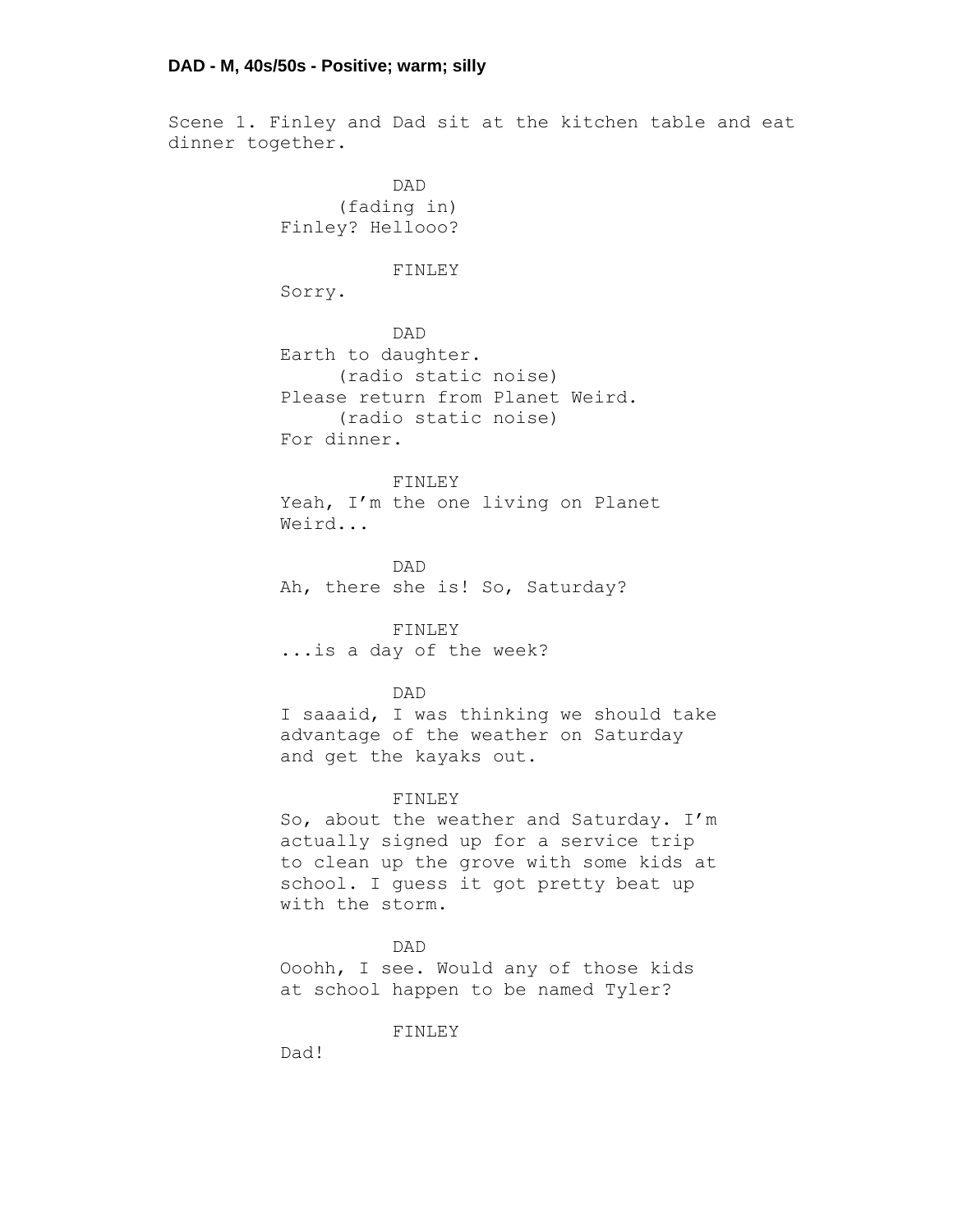**DAD - M, 40s/50s - Positive; warm; silly**

Scene 1. Finley and Dad sit at the kitchen table and eat dinner together.

DAD
(fading in)
Finley? Hellooo?

FINLEY
Sorry.

DAD
Earth to daughter.
(radio static noise)
Please return from Planet Weird.
(radio static noise)
For dinner.

FINLEY
Yeah, I'm the one living on Planet Weird...

DAD
Ah, there she is! So, Saturday?

FINLEY
...is a day of the week?

DAD
I saaaid, I was thinking we should take advantage of the weather on Saturday and get the kayaks out.

FINLEY
So, about the weather and Saturday. I'm actually signed up for a service trip to clean up the grove with some kids at school. I guess it got pretty beat up with the storm.

DAD
Ooohh, I see. Would any of those kids at school happen to be named Tyler?

FINLEY
Dad!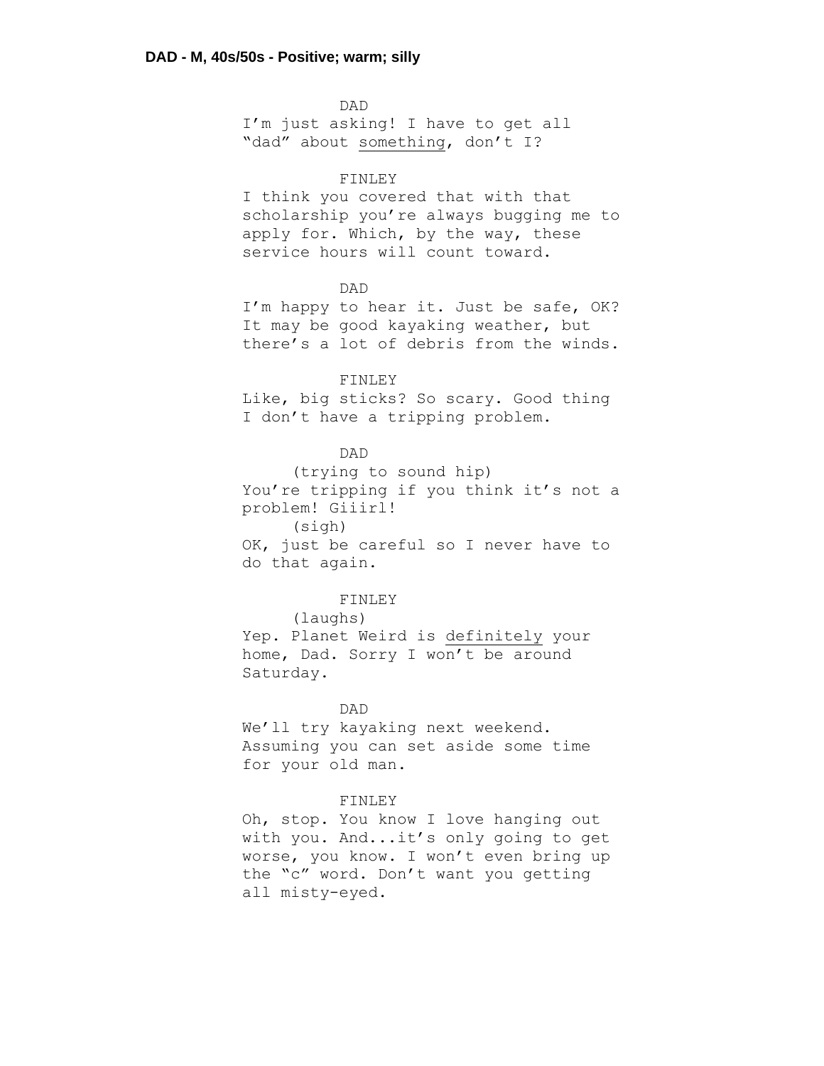**DAD - M, 40s/50s - Positive; warm; silly**

DAD

I'm just asking! I have to get all "dad" about <u>something</u>, don't I?

FINLEY

I think you covered that with that scholarship you're always bugging me to apply for. Which, by the way, these service hours will count toward.

DAD

I'm happy to hear it. Just be safe, OK? It may be good kayaking weather, but there's a lot of debris from the winds.

FINLEY

Like, big sticks? So scary. Good thing I don't have a tripping problem.

DAD

(trying to sound hip)

You're tripping if you think it's not a problem! Giiirl!

(sigh)

OK, just be careful so I never have to do that again.

FINLEY

(laughs)

Yep. Planet Weird is <u>definitely</u> your home, Dad. Sorry I won't be around Saturday.

DAD

We'll try kayaking next weekend. Assuming you can set aside some time for your old man.

FINLEY

Oh, stop. You know I love hanging out with you. And...it's only going to get worse, you know. I won't even bring up the "c" word. Don't want you getting all misty-eyed.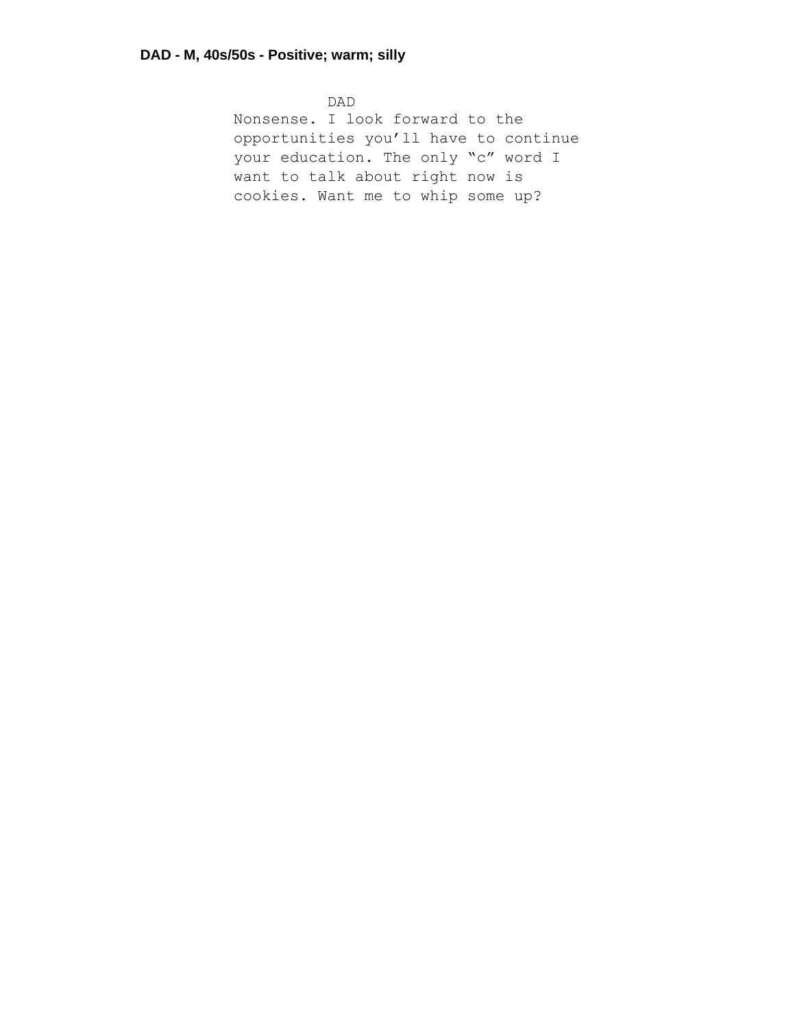**DAD - M, 40s/50s - Positive; warm; silly**

DAD

Nonsense. I look forward to the opportunities you'll have to continue your education. The only "c" word I want to talk about right now is cookies. Want me to whip some up?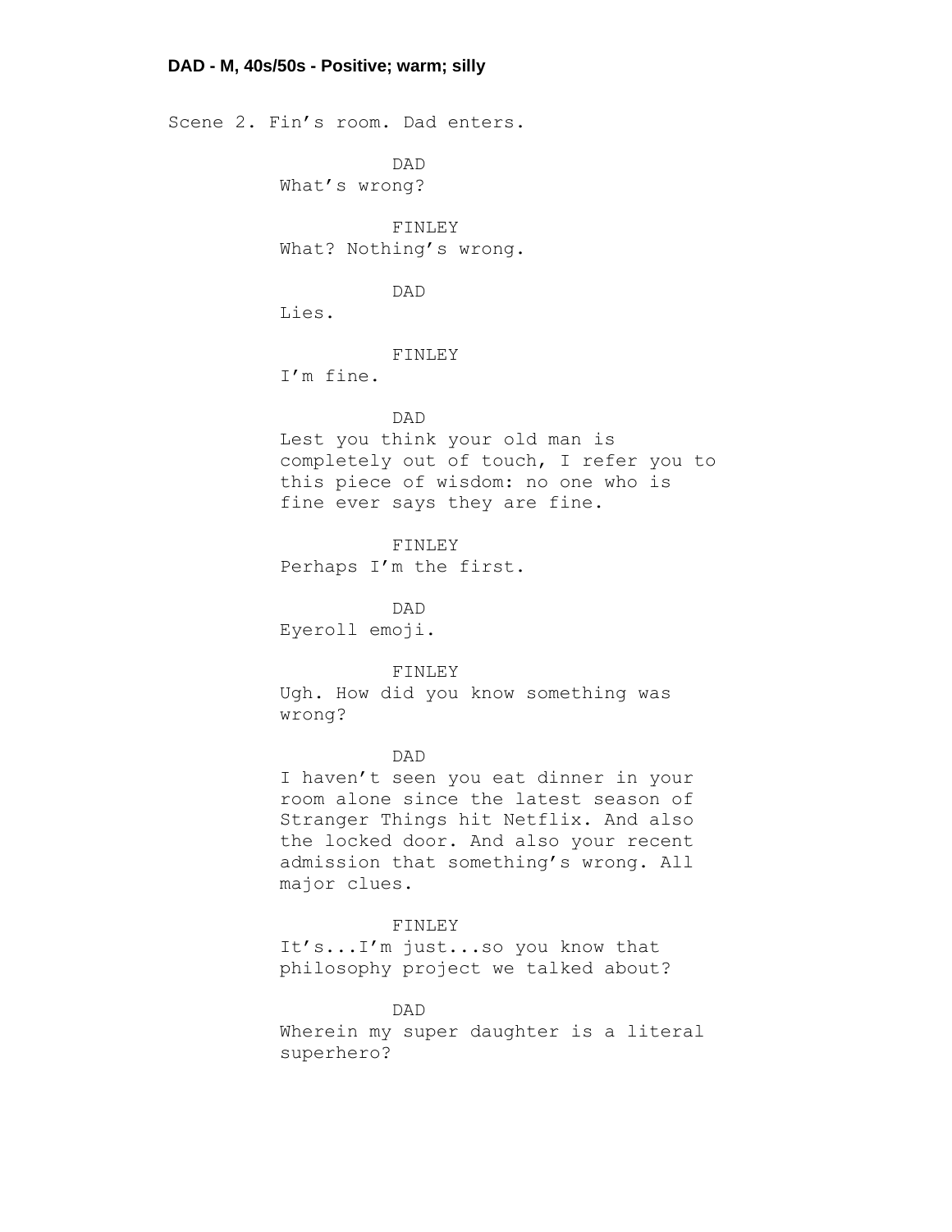**DAD - M, 40s/50s - Positive; warm; silly**

Scene 2. Fin’s room. Dad enters.

DAD
What’s wrong?

FINLEY
What? Nothing’s wrong.

DAD
Lies.

FINLEY
I’m fine.

DAD
Lest you think your old man is completely out of touch, I refer you to this piece of wisdom: no one who is fine ever says they are fine.

FINLEY
Perhaps I’m the first.

DAD
Eyeroll emoji.

FINLEY
Ugh. How did you know something was wrong?

DAD
I haven’t seen you eat dinner in your room alone since the latest season of Stranger Things hit Netflix. And also the locked door. And also your recent admission that something’s wrong. All major clues.

FINLEY
It’s...I’m just...so you know that philosophy project we talked about?

DAD
Wherein my super daughter is a literal superhero?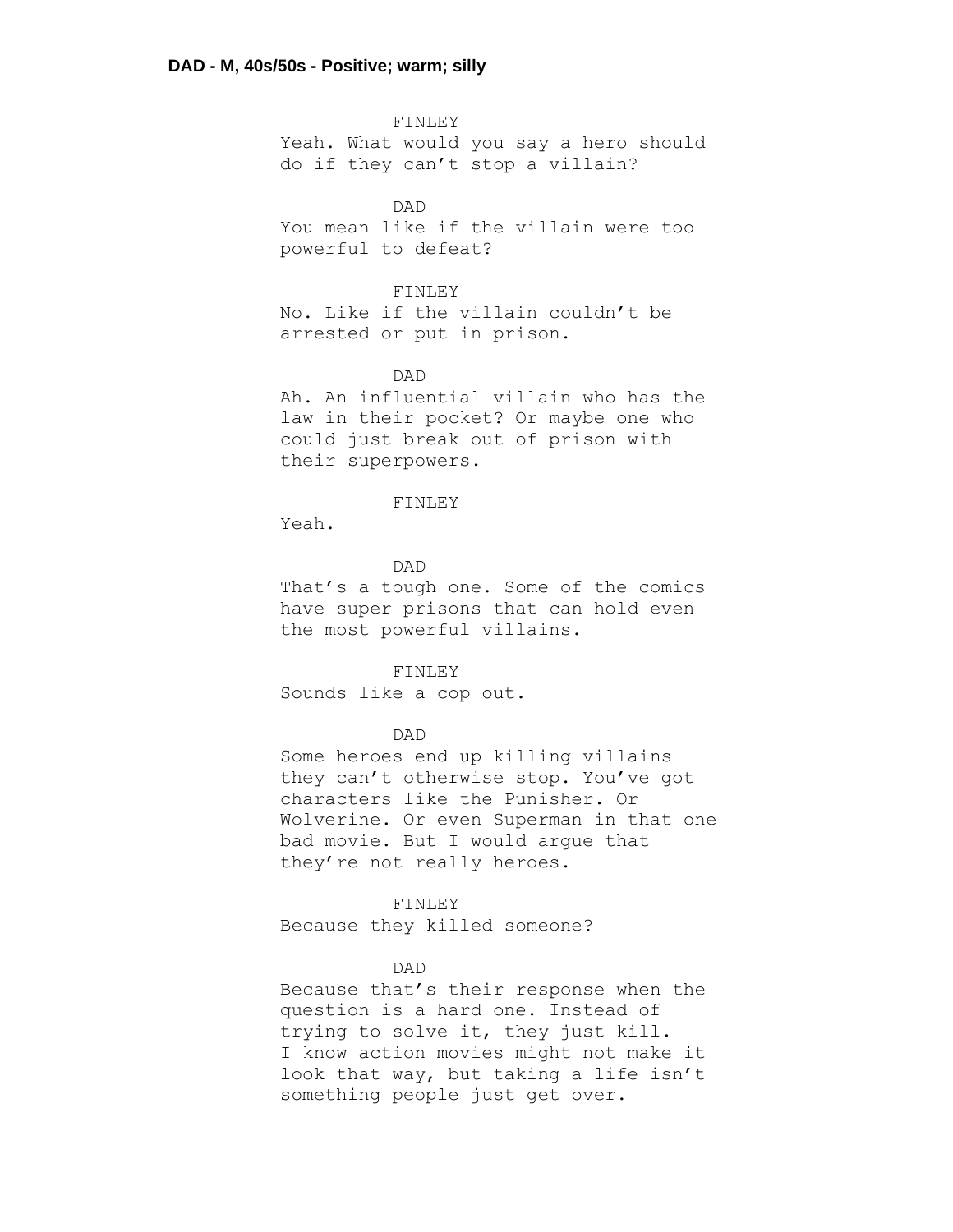**DAD - M, 40s/50s - Positive; warm; silly**

FINLEY
Yeah. What would you say a hero should do if they can't stop a villain?

DAD
You mean like if the villain were too powerful to defeat?

FINLEY
No. Like if the villain couldn't be arrested or put in prison.

DAD
Ah. An influential villain who has the law in their pocket? Or maybe one who could just break out of prison with their superpowers.

FINLEY
Yeah.

DAD
That's a tough one. Some of the comics have super prisons that can hold even the most powerful villains.

FINLEY
Sounds like a cop out.

DAD
Some heroes end up killing villains they can't otherwise stop. You've got characters like the Punisher. Or Wolverine. Or even Superman in that one bad movie. But I would argue that they're not really heroes.

FINLEY
Because they killed someone?

DAD
Because that's their response when the question is a hard one. Instead of trying to solve it, they just kill. I know action movies might not make it look that way, but taking a life isn't something people just get over.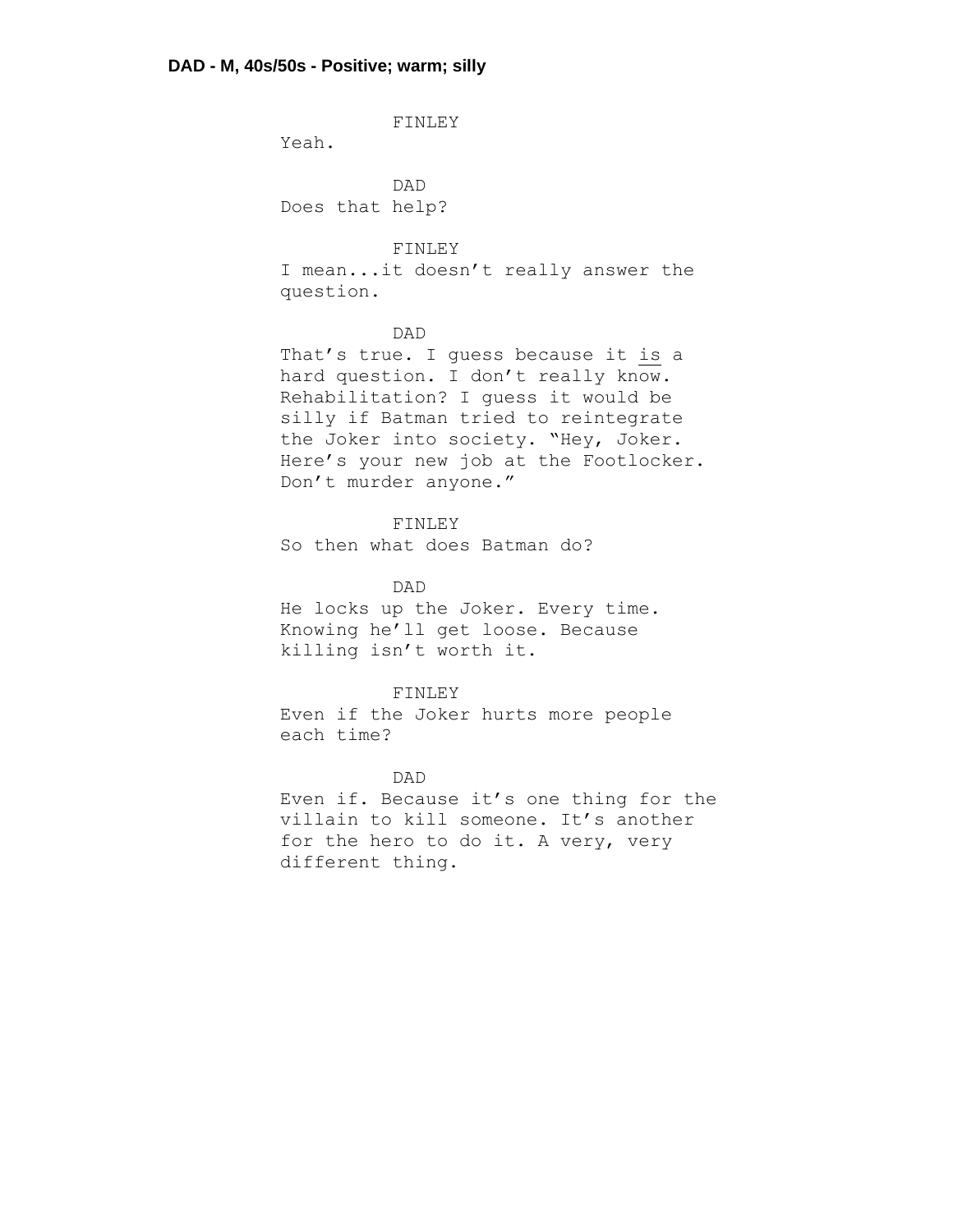**DAD - M, 40s/50s - Positive; warm; silly**

FINLEY
Yeah.

DAD
Does that help?

FINLEY
I mean...it doesn't really answer the question.

DAD
That's true. I guess because it <u>is</u> a hard question. I don't really know. Rehabilitation? I guess it would be silly if Batman tried to reintegrate the Joker into society. "Hey, Joker. Here's your new job at the Footlocker. Don't murder anyone."

FINLEY
So then what does Batman do?

DAD
He locks up the Joker. Every time. Knowing he'll get loose. Because killing isn't worth it.

FINLEY
Even if the Joker hurts more people each time?

DAD
Even if. Because it's one thing for the villain to kill someone. It's another for the hero to do it. A very, very different thing.